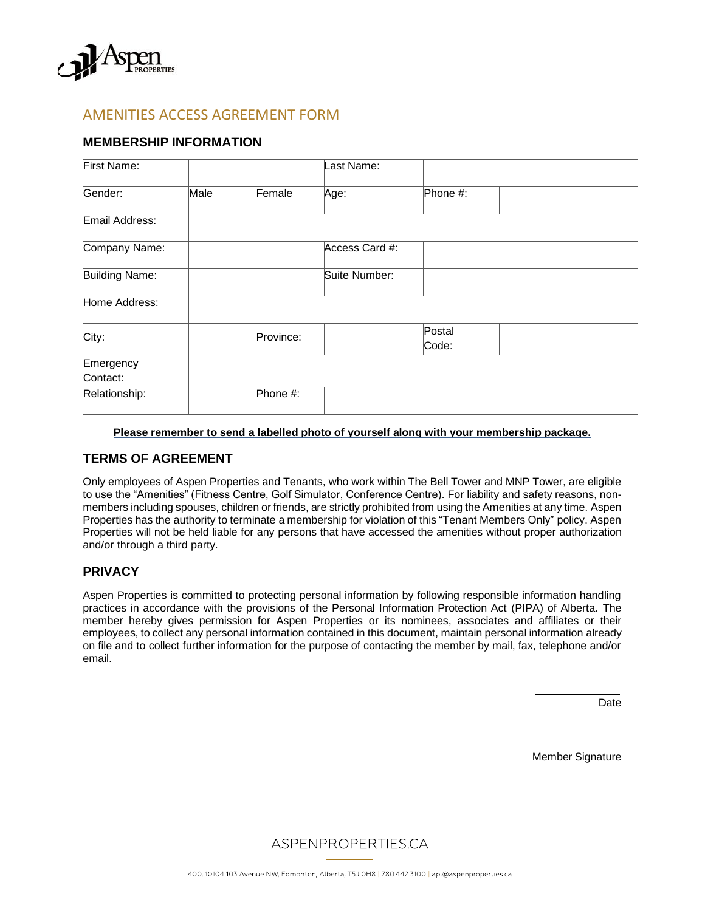# AMENITIES ACCESS AGREEMENT FORM

## MEMBERSHIP INFORMATION

| First Name: | | | Last Name: | | | |
|---|---|---|---|---|---|---|
| Gender: | Male | Female | Age: | | Phone #: | |
| Email Address: | | | | | | |
| Company Name: | | | Access Card #: | | | |
| Building Name: | | | Suite Number: | | | |
| Home Address: | | | | | | |
| City: | | Province: | | | Postal Code: | |
| Emergency Contact: | | | | | | |
| Relationship: | | Phone #: | | | | |

**Please remember to send a labelled photo of yourself along with your membership package.**

## TERMS OF AGREEMENT

Only employees of Aspen Properties and Tenants, who work within The Bell Tower and MNP Tower, are eligible to use the "Amenities" (Fitness Centre, Golf Simulator, Conference Centre). For liability and safety reasons, non-members including spouses, children or friends, are strictly prohibited from using the Amenities at any time. Aspen Properties has the authority to terminate a membership for violation of this "Tenant Members Only" policy. Aspen Properties will not be held liable for any persons that have accessed the amenities without proper authorization and/or through a third party.

## PRIVACY

Aspen Properties is committed to protecting personal information by following responsible information handling practices in accordance with the provisions of the Personal Information Protection Act (PIPA) of Alberta. The member hereby gives permission for Aspen Properties or its nominees, associates and affiliates or their employees, to collect any personal information contained in this document, maintain personal information already on file and to collect further information for the purpose of contacting the member by mail, fax, telephone and/or email.

\_\_\_\_\_\_\_\_\_\_\_\_\_\_\_\_
Date

\_\_\_\_\_\_\_\_\_\_\_\_\_\_\_\_\_\_\_\_\_\_\_\_\_\_\_\_
Member Signature

ASPENPROPERTIES.CA

400, 10104 103 Avenue NW, Edmonton, Alberta, T5J 0H8 | 780.442.3100 | apl@aspenproperties.ca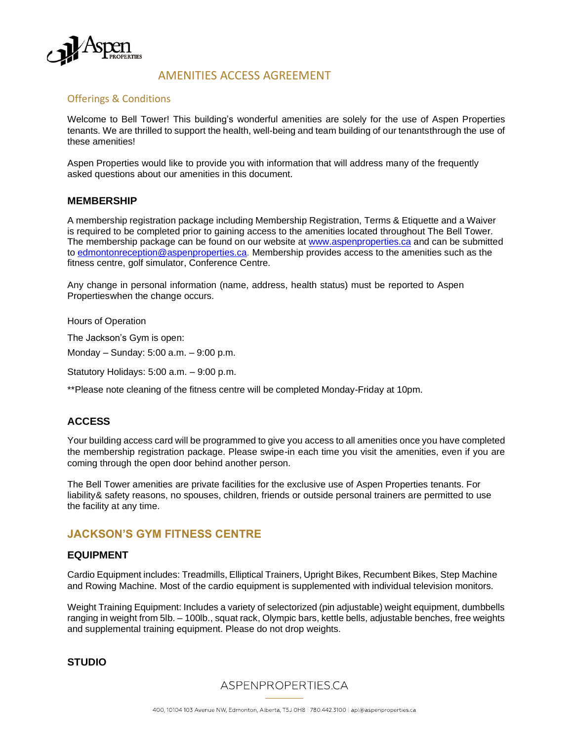# AMENITIES ACCESS AGREEMENT

## Offerings & Conditions

Welcome to Bell Tower! This building's wonderful amenities are solely for the use of Aspen Properties tenants. We are thrilled to support the health, well-being and team building of our tenantsthrough the use of these amenities!

Aspen Properties would like to provide you with information that will address many of the frequently asked questions about our amenities in this document.

### MEMBERSHIP

A membership registration package including Membership Registration, Terms & Etiquette and a Waiver is required to be completed prior to gaining access to the amenities located throughout The Bell Tower. The membership package can be found on our website at [www.aspenproperties.ca](http://www.aspenproperties.ca) and can be submitted to [edmontonreception@aspenproperties.ca](mailto:edmontonreception@aspenproperties.ca). Membership provides access to the amenities such as the fitness centre, golf simulator, Conference Centre.

Any change in personal information (name, address, health status) must be reported to Aspen Propertieswhen the change occurs.

Hours of Operation

The Jackson's Gym is open:

Monday – Sunday: 5:00 a.m. – 9:00 p.m.

Statutory Holidays: 5:00 a.m. – 9:00 p.m.

**Please note cleaning of the fitness centre will be completed Monday-Friday at 10pm.

### ACCESS

Your building access card will be programmed to give you access to all amenities once you have completed the membership registration package. Please swipe-in each time you visit the amenities, even if you are coming through the open door behind another person.

The Bell Tower amenities are private facilities for the exclusive use of Aspen Properties tenants. For liability& safety reasons, no spouses, children, friends or outside personal trainers are permitted to use the facility at any time.

## JACKSON'S GYM FITNESS CENTRE

### EQUIPMENT

Cardio Equipment includes: Treadmills, Elliptical Trainers, Upright Bikes, Recumbent Bikes, Step Machine and Rowing Machine. Most of the cardio equipment is supplemented with individual television monitors.

Weight Training Equipment: Includes a variety of selectorized (pin adjustable) weight equipment, dumbbells ranging in weight from 5lb. – 100lb., squat rack, Olympic bars, kettle bells, adjustable benches, free weights and supplemental training equipment. Please do not drop weights.

### STUDIO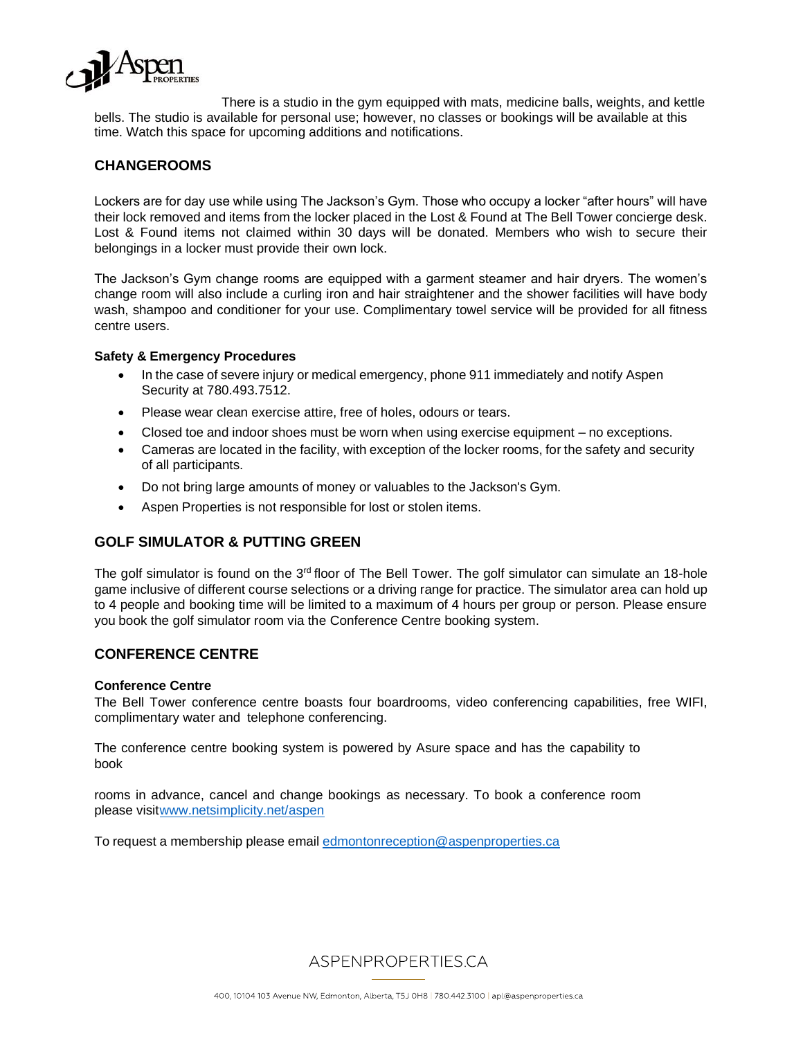There is a studio in the gym equipped with mats, medicine balls, weights, and kettle bells. The studio is available for personal use; however, no classes or bookings will be available at this time. Watch this space for upcoming additions and notifications.

## CHANGEROOMS

Lockers are for day use while using The Jackson's Gym. Those who occupy a locker "after hours" will have their lock removed and items from the locker placed in the Lost & Found at The Bell Tower concierge desk. Lost & Found items not claimed within 30 days will be donated. Members who wish to secure their belongings in a locker must provide their own lock.

The Jackson's Gym change rooms are equipped with a garment steamer and hair dryers. The women's change room will also include a curling iron and hair straightener and the shower facilities will have body wash, shampoo and conditioner for your use. Complimentary towel service will be provided for all fitness centre users.

### Safety & Emergency Procedures

- In the case of severe injury or medical emergency, phone 911 immediately and notify Aspen Security at 780.493.7512.
- Please wear clean exercise attire, free of holes, odours or tears.
- Closed toe and indoor shoes must be worn when using exercise equipment – no exceptions.
- Cameras are located in the facility, with exception of the locker rooms, for the safety and security of all participants.
- Do not bring large amounts of money or valuables to the Jackson's Gym.
- Aspen Properties is not responsible for lost or stolen items.

## GOLF SIMULATOR & PUTTING GREEN

The golf simulator is found on the 3rd floor of The Bell Tower. The golf simulator can simulate an 18-hole game inclusive of different course selections or a driving range for practice. The simulator area can hold up to 4 people and booking time will be limited to a maximum of 4 hours per group or person. Please ensure you book the golf simulator room via the Conference Centre booking system.

## CONFERENCE CENTRE

### Conference Centre

The Bell Tower conference centre boasts four boardrooms, video conferencing capabilities, free WIFI, complimentary water and telephone conferencing.

The conference centre booking system is powered by Asure space and has the capability to book

rooms in advance, cancel and change bookings as necessary. To book a conference room please visit[www.netsimplicity.net/aspen](www.netsimplicity.net/aspen)

To request a membership please email [edmontonreception@aspenproperties.ca](mailto:edmontonreception@aspenproperties.ca)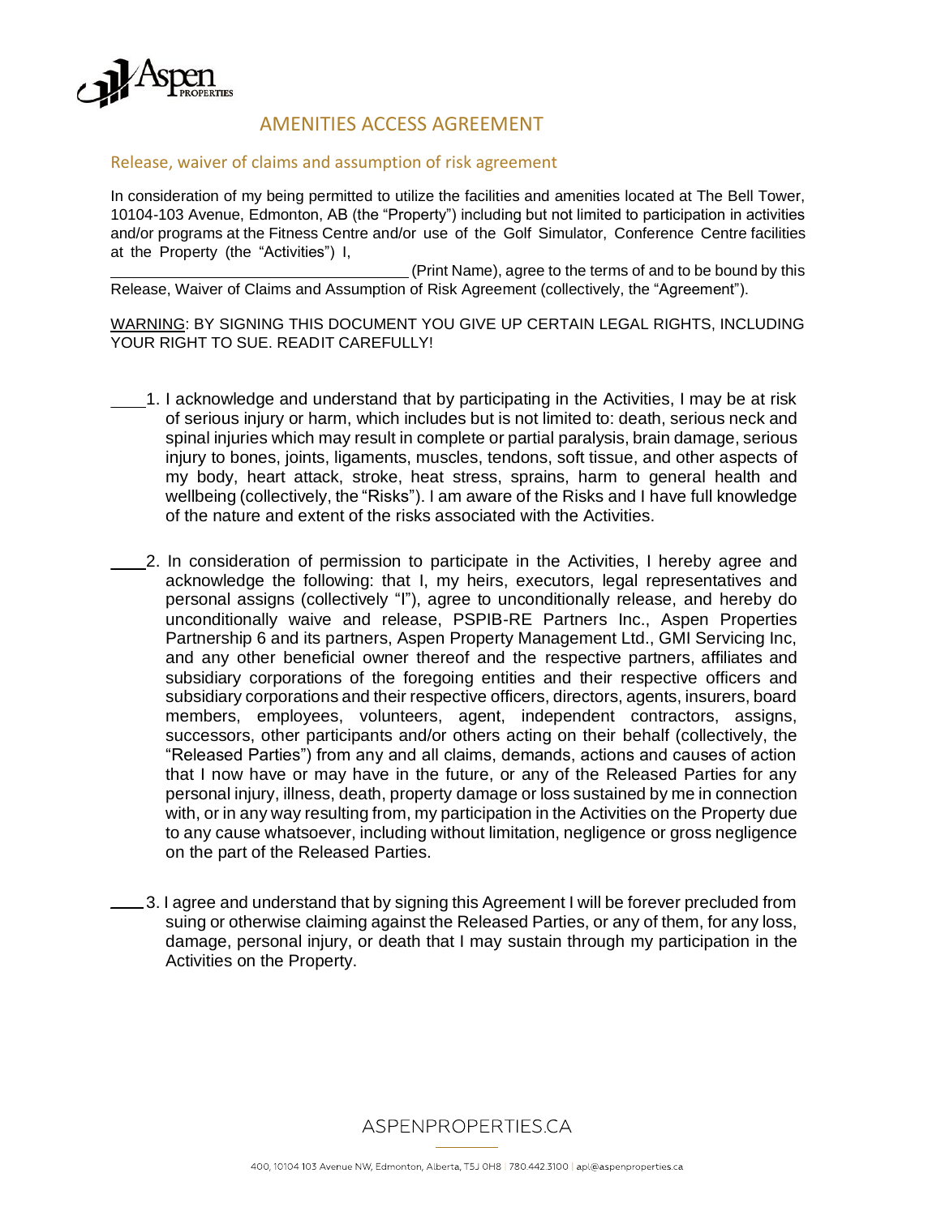# AMENITIES ACCESS AGREEMENT

## Release, waiver of claims and assumption of risk agreement

In consideration of my being permitted to utilize the facilities and amenities located at The Bell Tower, 10104-103 Avenue, Edmonton, AB (the "Property") including but not limited to participation in activities and/or programs at the Fitness Centre and/or use of the Golf Simulator, Conference Centre facilities at the Property (the "Activities") I, \_\_\_\_\_\_\_\_\_\_\_\_\_\_\_\_\_\_\_\_\_\_\_\_\_\_\_\_\_\_\_\_ (Print Name), agree to the terms of and to be bound by this Release, Waiver of Claims and Assumption of Risk Agreement (collectively, the "Agreement").

WARNING: BY SIGNING THIS DOCUMENT YOU GIVE UP CERTAIN LEGAL RIGHTS, INCLUDING YOUR RIGHT TO SUE. READIT CAREFULLY!

\_\_\_\_1. I acknowledge and understand that by participating in the Activities, I may be at risk of serious injury or harm, which includes but is not limited to: death, serious neck and spinal injuries which may result in complete or partial paralysis, brain damage, serious injury to bones, joints, ligaments, muscles, tendons, soft tissue, and other aspects of my body, heart attack, stroke, heat stress, sprains, harm to general health and wellbeing (collectively, the "Risks"). I am aware of the Risks and I have full knowledge of the nature and extent of the risks associated with the Activities.

\_\_\_\_2. In consideration of permission to participate in the Activities, I hereby agree and acknowledge the following: that I, my heirs, executors, legal representatives and personal assigns (collectively "I"), agree to unconditionally release, and hereby do unconditionally waive and release, PSPIB-RE Partners Inc., Aspen Properties Partnership 6 and its partners, Aspen Property Management Ltd., GMI Servicing Inc, and any other beneficial owner thereof and the respective partners, affiliates and subsidiary corporations of the foregoing entities and their respective officers and subsidiary corporations and their respective officers, directors, agents, insurers, board members, employees, volunteers, agent, independent contractors, assigns, successors, other participants and/or others acting on their behalf (collectively, the "Released Parties") from any and all claims, demands, actions and causes of action that I now have or may have in the future, or any of the Released Parties for any personal injury, illness, death, property damage or loss sustained by me in connection with, or in any way resulting from, my participation in the Activities on the Property due to any cause whatsoever, including without limitation, negligence or gross negligence on the part of the Released Parties.

\_\_\_\_3. I agree and understand that by signing this Agreement I will be forever precluded from suing or otherwise claiming against the Released Parties, or any of them, for any loss, damage, personal injury, or death that I may sustain through my participation in the Activities on the Property.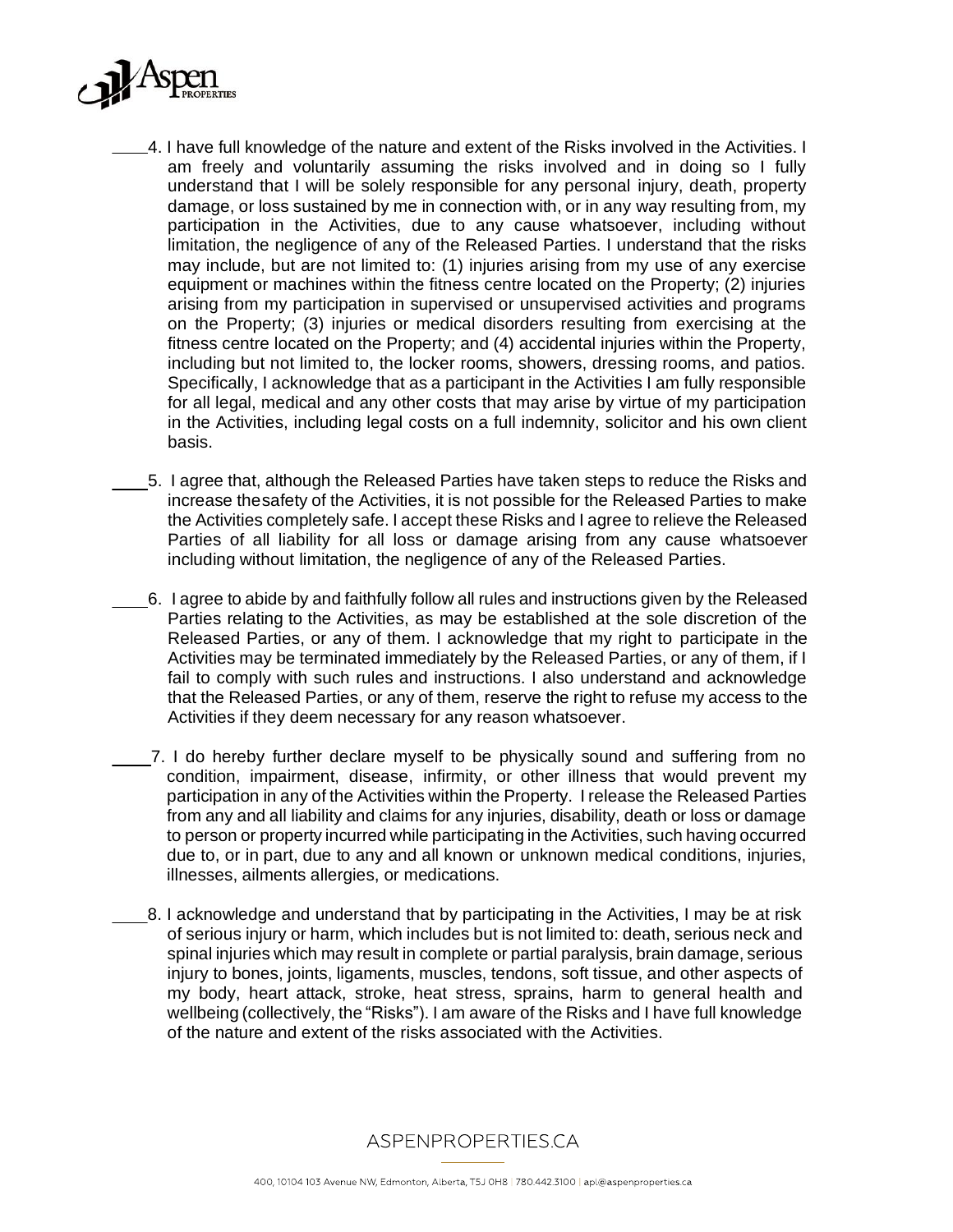____4. I have full knowledge of the nature and extent of the Risks involved in the Activities. I am freely and voluntarily assuming the risks involved and in doing so I fully understand that I will be solely responsible for any personal injury, death, property damage, or loss sustained by me in connection with, or in any way resulting from, my participation in the Activities, due to any cause whatsoever, including without limitation, the negligence of any of the Released Parties. I understand that the risks may include, but are not limited to: (1) injuries arising from my use of any exercise equipment or machines within the fitness centre located on the Property; (2) injuries arising from my participation in supervised or unsupervised activities and programs on the Property; (3) injuries or medical disorders resulting from exercising at the fitness centre located on the Property; and (4) accidental injuries within the Property, including but not limited to, the locker rooms, showers, dressing rooms, and patios. Specifically, I acknowledge that as a participant in the Activities I am fully responsible for all legal, medical and any other costs that may arise by virtue of my participation in the Activities, including legal costs on a full indemnity, solicitor and his own client basis.

____5. I agree that, although the Released Parties have taken steps to reduce the Risks and increase thesafety of the Activities, it is not possible for the Released Parties to make the Activities completely safe. I accept these Risks and I agree to relieve the Released Parties of all liability for all loss or damage arising from any cause whatsoever including without limitation, the negligence of any of the Released Parties.

____6. I agree to abide by and faithfully follow all rules and instructions given by the Released Parties relating to the Activities, as may be established at the sole discretion of the Released Parties, or any of them. I acknowledge that my right to participate in the Activities may be terminated immediately by the Released Parties, or any of them, if I fail to comply with such rules and instructions. I also understand and acknowledge that the Released Parties, or any of them, reserve the right to refuse my access to the Activities if they deem necessary for any reason whatsoever.

____7. I do hereby further declare myself to be physically sound and suffering from no condition, impairment, disease, infirmity, or other illness that would prevent my participation in any of the Activities within the Property. I release the Released Parties from any and all liability and claims for any injuries, disability, death or loss or damage to person or property incurred while participating in the Activities, such having occurred due to, or in part, due to any and all known or unknown medical conditions, injuries, illnesses, ailments allergies, or medications.

____8. I acknowledge and understand that by participating in the Activities, I may be at risk of serious injury or harm, which includes but is not limited to: death, serious neck and spinal injuries which may result in complete or partial paralysis, brain damage, serious injury to bones, joints, ligaments, muscles, tendons, soft tissue, and other aspects of my body, heart attack, stroke, heat stress, sprains, harm to general health and wellbeing (collectively, the "Risks"). I am aware of the Risks and I have full knowledge of the nature and extent of the risks associated with the Activities.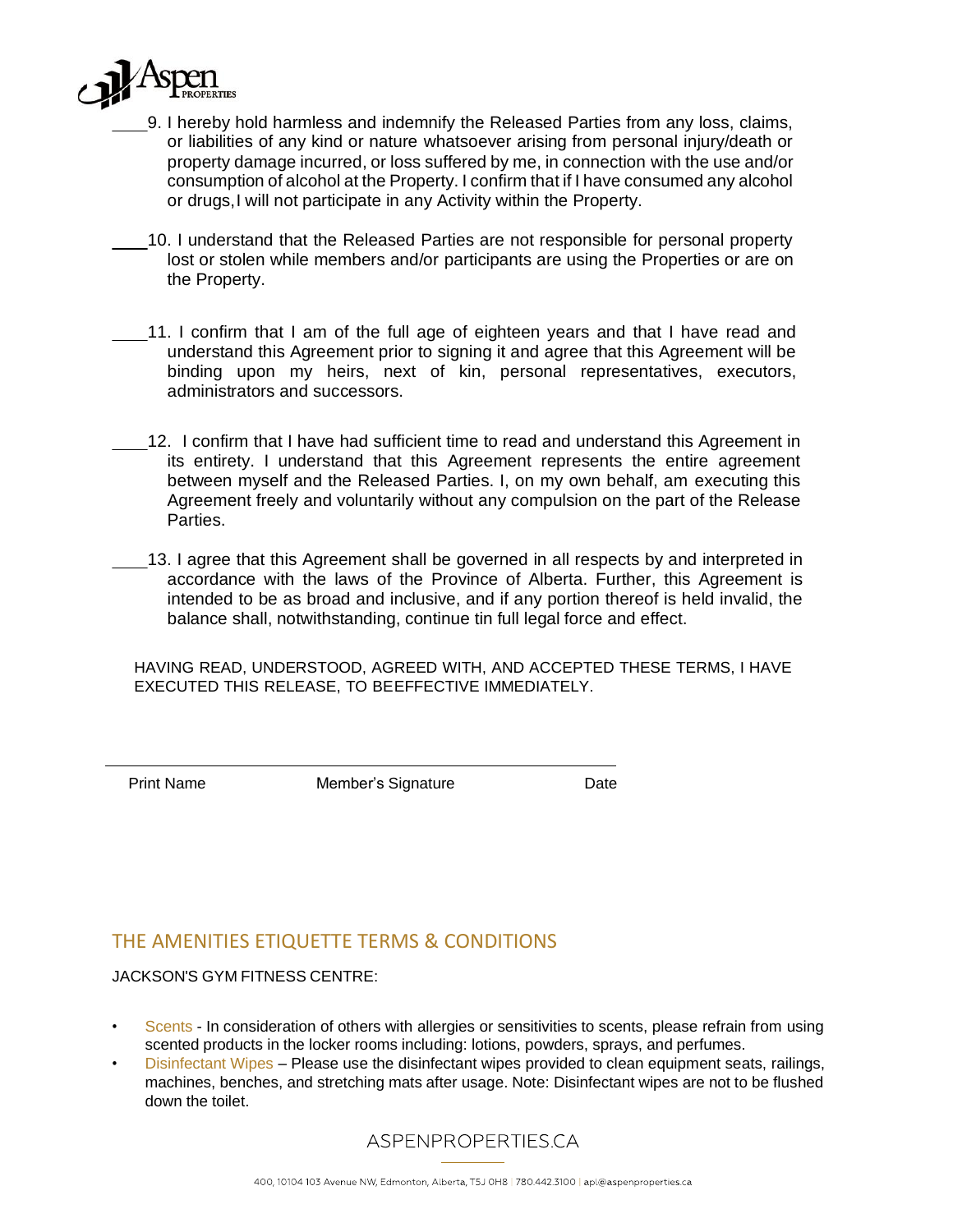\_\_\_\_9. I hereby hold harmless and indemnify the Released Parties from any loss, claims, or liabilities of any kind or nature whatsoever arising from personal injury/death or property damage incurred, or loss suffered by me, in connection with the use and/or consumption of alcohol at the Property. I confirm that if I have consumed any alcohol or drugs,I will not participate in any Activity within the Property.

\_\_\_\_10. I understand that the Released Parties are not responsible for personal property lost or stolen while members and/or participants are using the Properties or are on the Property.

\_\_\_\_11. I confirm that I am of the full age of eighteen years and that I have read and understand this Agreement prior to signing it and agree that this Agreement will be binding upon my heirs, next of kin, personal representatives, executors, administrators and successors.

\_\_\_\_12. I confirm that I have had sufficient time to read and understand this Agreement in its entirety. I understand that this Agreement represents the entire agreement between myself and the Released Parties. I, on my own behalf, am executing this Agreement freely and voluntarily without any compulsion on the part of the Release Parties.

\_\_\_\_13. I agree that this Agreement shall be governed in all respects by and interpreted in accordance with the laws of the Province of Alberta. Further, this Agreement is intended to be as broad and inclusive, and if any portion thereof is held invalid, the balance shall, notwithstanding, continue tin full legal force and effect.

HAVING READ, UNDERSTOOD, AGREED WITH, AND ACCEPTED THESE TERMS, I HAVE EXECUTED THIS RELEASE, TO BEEFFECTIVE IMMEDIATELY.

\_\_\_\_\_\_\_\_\_\_\_\_\_\_\_\_\_\_\_\_\_\_\_\_\_\_\_\_\_\_\_\_\_\_\_\_\_\_\_\_\_\_\_\_\_\_\_\_\_\_\_\_\_\_\_\_\_\_

Print Name    Member's Signature    Date

## THE AMENITIES ETIQUETTE TERMS & CONDITIONS

JACKSON'S GYM FITNESS CENTRE:

- Scents - In consideration of others with allergies or sensitivities to scents, please refrain from using scented products in the locker rooms including: lotions, powders, sprays, and perfumes.
- Disinfectant Wipes – Please use the disinfectant wipes provided to clean equipment seats, railings, machines, benches, and stretching mats after usage. Note: Disinfectant wipes are not to be flushed down the toilet.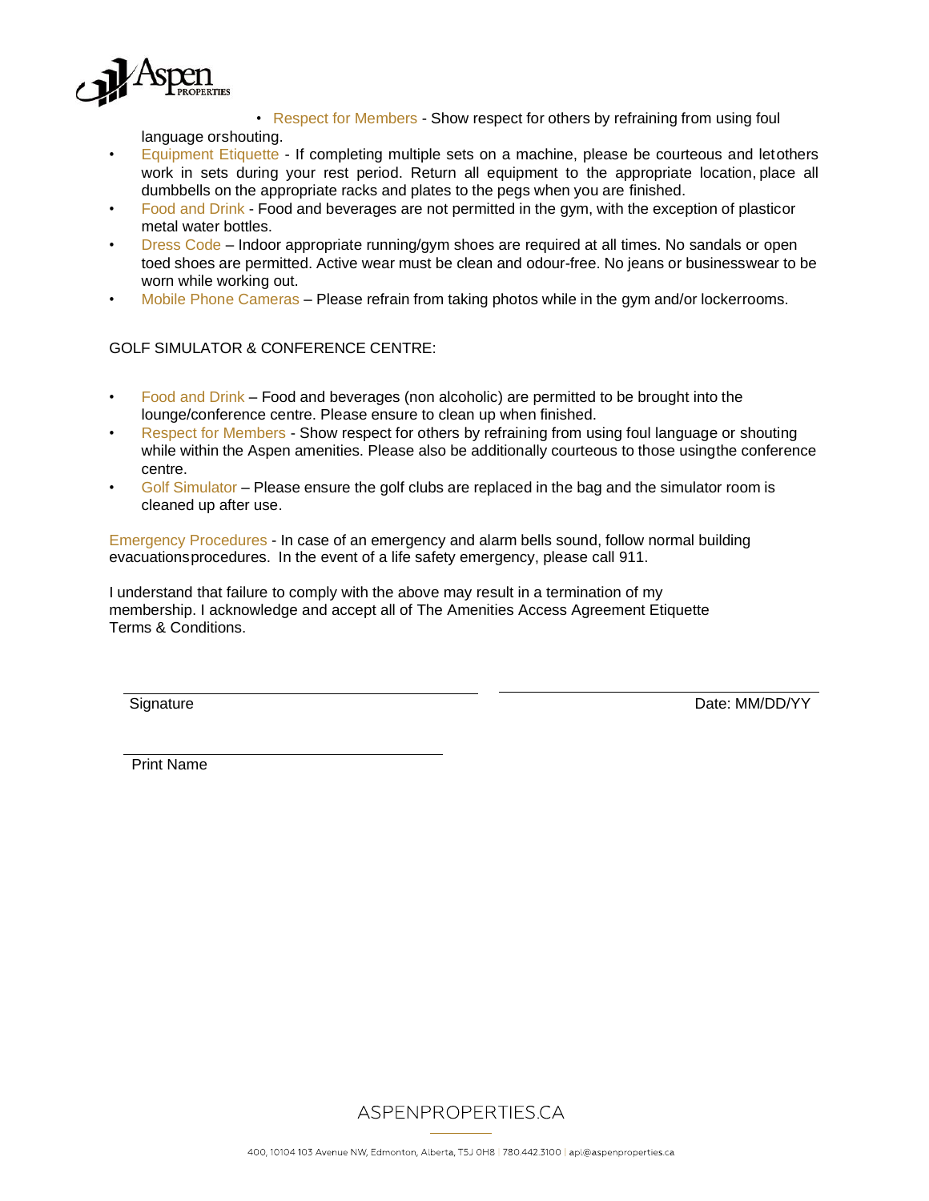- Respect for Members - Show respect for others by refraining from using foul language orshouting.
- Equipment Etiquette - If completing multiple sets on a machine, please be courteous and letothers work in sets during your rest period. Return all equipment to the appropriate location, place all dumbbells on the appropriate racks and plates to the pegs when you are finished.
- Food and Drink - Food and beverages are not permitted in the gym, with the exception of plasticor metal water bottles.
- Dress Code – Indoor appropriate running/gym shoes are required at all times. No sandals or open toed shoes are permitted. Active wear must be clean and odour-free. No jeans or businesswear to be worn while working out.
- Mobile Phone Cameras – Please refrain from taking photos while in the gym and/or lockerrooms.

GOLF SIMULATOR & CONFERENCE CENTRE:

- Food and Drink – Food and beverages (non alcoholic) are permitted to be brought into the lounge/conference centre. Please ensure to clean up when finished.
- Respect for Members - Show respect for others by refraining from using foul language or shouting while within the Aspen amenities. Please also be additionally courteous to those usingthe conference centre.
- Golf Simulator – Please ensure the golf clubs are replaced in the bag and the simulator room is cleaned up after use.

Emergency Procedures - In case of an emergency and alarm bells sound, follow normal building evacuationsprocedures. In the event of a life safety emergency, please call 911.

I understand that failure to comply with the above may result in a termination of my membership. I acknowledge and accept all of The Amenities Access Agreement Etiquette Terms & Conditions.

Signature ______________________ Date: MM/DD/YY ______________________

Print Name ______________________

ASPENPROPERTIES.CA

400, 10104 103 Avenue NW, Edmonton, Alberta, T5J 0H8 | 780.442.3100 | apl@aspenproperties.ca